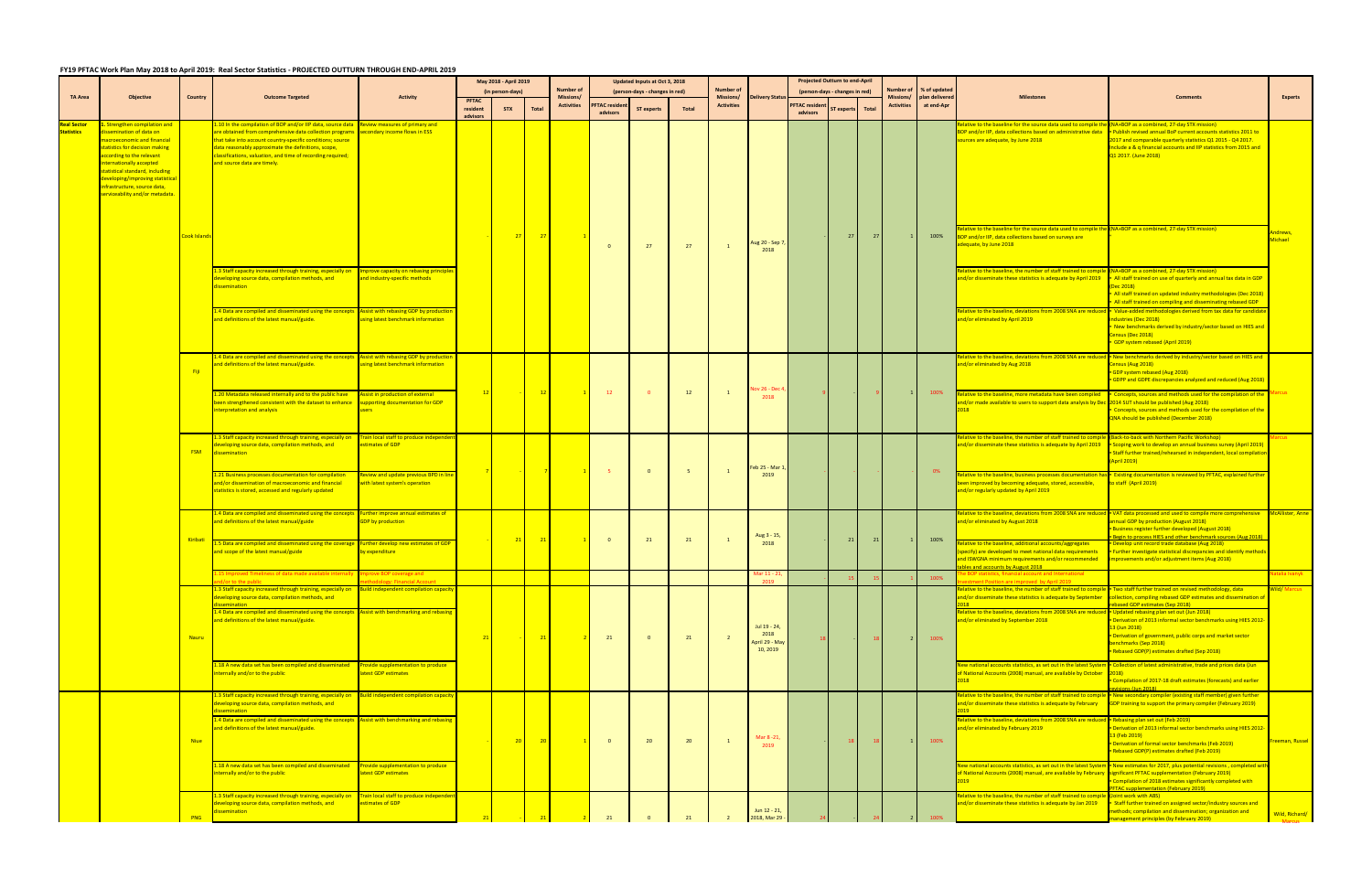# FY19 PFTAC Work Plan May 2018 to April 2019: Real Sector Statistics - PROJECTED OUTTURN THROUGH END-APRIL 2019

| TA Area | Objective | Country | Outcome Targeted | Activity | May 2018 - April 2019 (in person-days) | | | Number of Missions/ Activities | Updated Inputs at Oct 3, 2018 (person-days - changes in red) | | | Number of Missions/ Activities | Delivery Status | Projected Outturn to end-April (person-days - changes in red) | | | Number of Missions/ Activities | % of updated plan delivered at end-Apr | Milestones | Comments | Experts |
|---|---|---|---|---|---|---|---|---|---|---|---|---|---|---|---|---|---|---|---|---|---|
| | | | | | PFTAC resident advisors | STX | Total | | PFTAC resident advisors | ST experts | Total | | | PFTAC resident advisors | ST experts | Total | | | | | |
| Real Sector Statistics | 1. Strengthen compilation and dissemination of data on macroeconomic and financial statistics for decision making according to the relevant internationally accepted statistical standard, including developing/improving statistical infrastructure, source data, serviceability and/or metadata. | Cook Islands | 1.10 In the compilation of BOP and/or IIP data, source data are obtained from comprehensive data collection programs that take into account country-specific conditions; source data reasonably approximate the definitions, scope, classifications, valuation, and time of recording required; and source data are timely. | Review measures of primary and secondary income flows in ESS | - | 27 | 27 | 1 | 0 | 27 | 27 | 1 | Aug 20 - Sep 7, 2018 | - | 27 | 27 | 1 | 100% | Relative to the baseline for the source data used to compile the BOP and/or IIP, data collections based on administrative data sources are adequate, by June 2018 | (NA+BOP as a combined, 27-day STX mission) • Publish revised annual BoP current accounts statistics 2011 to 2017 and comparable quarterly statistics Q1 2015 - Q4 2017. Include a & q financial accounts and IIP statistics from 2015 and Q1 2017. (June 2018) | Andrews, Michael |
| | | | | | | | | | | | | | | | | | | | Relative to the baseline for the source data used to compile the BOP and/or IIP, data collections based on surveys are adequate, by June 2018 | (NA+BOP as a combined, 27-day STX mission) | |
| | | | 1.3 Staff capacity increased through training, especially on developing source data, compilation methods, and dissemination | Improve capacity on rebasing principles and industry-specific methods | | | | | | | | | | | | | | | Relative to the baseline, the number of staff trained to compile and/or disseminate these statistics is adequate by April 2019 | (NA+BOP as a combined, 27-day STX mission) • All staff trained on use of quarterly and annual tax data in GDP (Dec 2018) • All staff trained on updated industry methodologies (Dec 2018) • All staff trained on compiling and disseminating rebased GDP | |
| | | | 1.4 Data are compiled and disseminated using the concepts and definitions of the latest manual/guide. | Assist with rebasing GDP by production using latest benchmark information | | | | | | | | | | | | | | | Relative to the baseline, deviations from 2008 SNA are reduced and/or eliminated by April 2019 | • Value-added methodologies derived from tax data for candidate industries (Dec 2018) • New benchmarks derived by industry/sector based on HIES and Census (Dec 2018) • GDP system rebased (April 2019) | |
| | | Fiji | 1.4 Data are compiled and disseminated using the concepts and definitions of the latest manual/guide. | Assist with rebasing GDP by production using latest benchmark information | 12 | - | 12 | 1 | 12 | 0 | 12 | 1 | Nov 26 - Dec 4, 2018 | 9 | - | 9 | 1 | 100% | Relative to the baseline, deviations from 2008 SNA are reduced and/or eliminated by Aug 2018 | • New benchmarks derived by industry/sector based on HIES and Census (Aug 2018) • GDP system rebased (Aug 2018) • GDPP and GDPE discrepancies analyzed and reduced (Aug 2018) | Marcus |
| | | | 1.20 Metadata released internally and to the public have been strengthened consistent with the dataset to enhance interpretation and analysis | Assist in production of external supporting documentation for GDP users | | | | | | | | | | | | | | | Relative to the baseline, more metadata have been compiled and/or made available to users to support data analysis by Dec 2018 | • Concepts, sources and methods used for the compilation of the 2014 SUT should be published (Aug 2018) • Concepts, sources and methods used for the compilation of the QNA should be published (December 2018) | |
| | | FSM | 1.3 Staff capacity increased through training, especially on developing source data, compilation methods, and dissemination | Train local staff to produce independent estimates of GDP | 7 | - | 7 | 1 | 5 | 0 | 5 | 1 | Feb 25 - Mar 1, 2019 | - | - | - | - | 0% | Relative to the baseline, the number of staff trained to compile and/or disseminate these statistics is adequate by April 2019 | (Back-to-back with Northern Pacific Workshop) • Scoping work to develop an annual business survey (April 2019) • Staff further trained/rehearsed in independent, local compilation (April 2019) | Marcus |
| | | | 1.21 Business processes documentation for compilation and/or dissemination of macroeconomic and financial statistics is stored, accessed and regularly updated | Review and update previous BPD in line with latest system's operation | | | | | | | | | | | | | | | Relative to the baseline, business processes documentation has been improved by becoming adequate, stored, accessible, and/or regularly updated by April 2019 | • Existing documentation is reviewed by PFTAC, explained further to staff (April 2019) | |
| | | Kiribati | 1.4 Data are compiled and disseminated using the concepts and definitions of the latest manual/guide | Further improve annual estimates of GDP by production | - | 21 | 21 | 1 | 0 | 21 | 21 | 1 | Aug 3 - 15, 2018 | - | 21 | 21 | 1 | 100% | Relative to the baseline, deviations from 2008 SNA are reduced and/or eliminated by August 2018 | • VAT data processed and used to compile more comprehensive annual GDP by production (August 2018) • Business register further developed (August 2018) • Begin to process HIES and other benchmark sources (Aug 2018) | McAllister, Anne |
| | | | 1.5 Data are compiled and disseminated using the coverage and scope of the latest manual/guide | Further develop new estimates of GDP by expenditure | | | | | | | | | | | | | | | Relative to the baseline, additional accounts/aggregates (specify) are developed to meet national data requirements and ISWGNA minimum requirements and/or recommended tables and accounts by August 2018 | • Develop unit record trade database (Aug 2018) • Further investigate statistical discrepancies and identify methods improvements and/or adjustment items (Aug 2018) | |
| | | | 1.15 Improved Timeliness of data made available internally and/or to the public | Improve BOP coverage and methodology: Financial Account | | | | | | | | | Mar 11 - 21, 2019 | - | 15 | 15 | 1 | 100% | The BOP statistics, financial account and International Investment Position are improved by April 2019 | | Natalia Ivanyk |
| | | Nauru | 1.3 Staff capacity increased through training, especially on developing source data, compilation methods, and dissemination | Build independent compilation capacity | 21 | - | 21 | 2 | 21 | 0 | 21 | 2 | Jul 19 - 24, 2018 April 29 - May 10, 2019 | 18 | - | 18 | 2 | 100% | Relative to the baseline, the number of staff trained to compile and/or disseminate these statistics is adequate by September 2018 | • Two staff further trained on revised methodology, data collection, compiling rebased GDP estimates and dissemination of rebased GDP estimates (Sep 2018) | Wild/ Marcus |
| | | | 1.4 Data are compiled and disseminated using the concepts and definitions of the latest manual/guide. | Assist with benchmarking and rebasing | | | | | | | | | | | | | | | Relative to the baseline, deviations from 2008 SNA are reduced and/or eliminated by September 2018 | • Updated rebasing plan set out (Jun 2018) • Derivation of 2013 informal sector benchmarks using HIES 2012-13 (Jun 2018) • Derivation of government, public corps and market sector benchmarks (Sep 2018) • Rebased GDP(P) estimates drafted (Sep 2018) | |
| | | | 1.18 A new data set has been compiled and disseminated internally and/or to the public | Provide supplementation to produce latest GDP estimates | | | | | | | | | | | | | | | New national accounts statistics, as set out in the latest System of National Accounts (2008) manual, are available by October 2018 | • Collection of latest administrative, trade and prices data (Jun 2018) • Compilation of 2017-18 draft estimates (forecasts) and earlier revisions (Jun 2018) | |
| | | Niue | 1.3 Staff capacity increased through training, especially on developing source data, compilation methods, and dissemination | Build independent compilation capacity | - | 20 | 20 | 1 | 0 | 20 | 20 | 1 | Mar 8 -21, 2019 | - | 18 | 18 | 1 | 100% | Relative to the baseline, the number of staff trained to compile and/or disseminate these statistics is adequate by February 2019 | • New secondary compiler (existing staff member) given further GDP training to support the primary compiler (February 2019) | Freeman, Russel |
| | | | 1.4 Data are compiled and disseminated using the concepts and definitions of the latest manual/guide. | Assist with benchmarking and rebasing | | | | | | | | | | | | | | | Relative to the baseline, deviations from 2008 SNA are reduced and/or eliminated by February 2019 | • Rebasing plan set out (Feb 2019) • Derivation of 2013 informal sector benchmarks using HIES 2012-13 (Feb 2019) • Derivation of formal sector benchmarks (Feb 2019) • Rebased GDP(P) estimates drafted (Feb 2019) | |
| | | | 1.18 A new data set has been compiled and disseminated internally and/or to the public | Provide supplementation to produce latest GDP estimates | | | | | | | | | | | | | | | New national accounts statistics, as set out in the latest System of National Accounts (2008) manual, are available by February 2019 | • New estimates for 2017, plus potential revisions , completed with significant PFTAC supplementation (February 2019) • Compilation of 2018 estimates significantly completed with PFTAC supplementation (February 2019) | |
| | | PNG | 1.3 Staff capacity increased through training, especially on developing source data, compilation methods, and dissemination | Train local staff to produce independent estimates of GDP | 21 | - | 21 | 2 | 21 | 0 | 21 | 2 | Jun 12 - 21, 2018, Mar 29 - | 24 | - | 24 | 2 | 100% | Relative to the baseline, the number of staff trained to compile and/or disseminate these statistics is adequate by Jan 2019 | (Joint work with ABS) • Staff further trained on assigned sector/industry sources and methods; compilation and dissemination; organization and management principles (by February 2019) | Wild, Richard/ Marcus |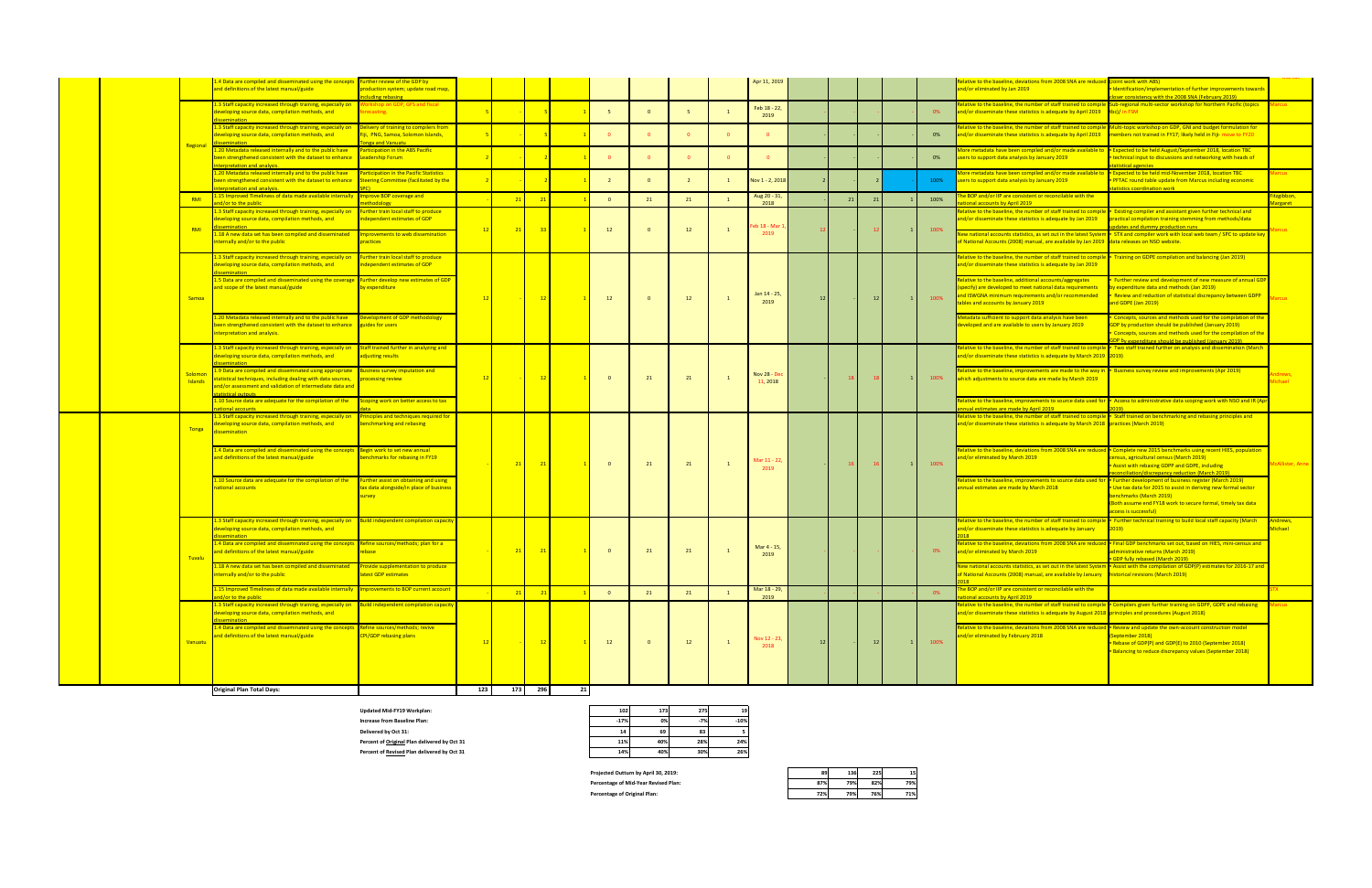| | | | | | | | | | | | | | | | | | | |
|---|---|---|---|---|---|---|---|---|---|---|---|---|---|---|---|---|---|---|
| | 1.4 Data are compiled and disseminated using the concepts and definitions of the latest manual/guide | Further review of the GDP by production system; update road map, including rebasing | | | | | | | | | Apr 11, 2019 | | | | | | Relative to the baseline, deviations from 2008 SNA are reduced and/or eliminated by Jan 2019 | (joint work with ABS) • Identification/implementation of further improvements towards closer consistency with the 2008 SNA (February 2019) | |
| | 1.3 Staff capacity increased through training, especially on developing source data, compilation methods, and dissemination | Workshop on GDP, GFS and fiscal forecasting | 5 | - | 5 | 1 | 5 | 0 | 5 | 1 | Feb 18 - 22, 2019 | - | - | - | - | 0% | Relative to the baseline, the number of staff trained to compile and/or disseminate these statistics is adequate by April 2019 | Sub-regional multi-sector workshop for Northern Pacific (topics tbc) in FSM | Marcus |
| Regional | 1.3 Staff capacity increased through training, especially on developing source data, compilation methods, and dissemination | Delivery of training to compilers from Fiji, PNG, Samoa, Solomon Islands, Tonga and Vanuatu | 5 | - | 5 | 1 | 0 | 0 | 0 | 0 | 0 | - | - | - | - | 0% | Relative to the baseline, the number of staff trained to compile and/or disseminate these statistics is adequate by April 2019 | Multi-topic workshop on GDP, GNI and budget formulation for members not trained in FY17; likely held in Fiji- move to FY20 | |
| | 1.20 Metadata released internally and to the public have been strengthened consistent with the dataset to enhance interpretation and analysis. | Participation in the ABS Pacific Leadership Forum | 2 | - | 2 | 1 | 0 | 0 | 0 | 0 | 0 | - | - | - | - | 0% | More metadata have been compiled and/or made available to users to support data analysis by January 2019 | • Expected to be held August/September 2018, location TBC • technical input to discussions and networking with heads of statistical agencies | |
| | 1.20 Metadata released internally and to the public have been strengthened consistent with the dataset to enhance interpretation and analysis. | Participation in the Pacific Statistics Steering Committee (facilitated by the SPC) | 2 | - | 2 | 1 | 2 | 0 | 2 | 1 | Nov 1 - 2, 2018 | 2 | - | 2 | | 100% | More metadata have been compiled and/or made available to users to support data analysis by January 2019 | • Expected to be held mid-November 2018, location TBC • PFTAC round table update from Marcus including economic statistics coordination work | Marcus |
| RMI | 1.15 Improved Timeliness of data made available internally and/or to the public | Improve BOP coverage and methodology | - | 21 | 21 | 1 | 0 | 21 | 21 | 1 | Aug 20 - 31, 2018 | - | 21 | 21 | 1 | 100% | The BOP and/or IIP are consistent or reconcilable with the national accounts by April 2019 | | Fitzgibbon, Margaret |
| RMI | 1.3 Staff capacity increased through training, especially on developing source data, compilation methods, and dissemination | Further train local staff to produce independent estimates of GDP | 12 | 21 | 33 | 1 | 12 | 0 | 12 | 1 | Feb 18 - Mar 1, 2019 | 12 | - | 12 | 1 | 100% | Relative to the baseline, the number of staff trained to compile and/or disseminate these statistics is adequate by Jan 2019 | • Existing compiler and assistant given further technical and practical compilation training stemming from methods/data updates and dummy production runs | Marcus |
| | 1.18 A new data set has been compiled and disseminated internally and/or to the public | Improvements to web dissemination practices | | | | | | | | | | | | | | | New national accounts statistics, as set out in the latest System of National Accounts (2008) manual, are available by Jan 2019 | • STX and compiler work with local web team / SPC to update key data releases on NSO website. | |
| Samoa | 1.3 Staff capacity increased through training, especially on developing source data, compilation methods, and dissemination | Further train local staff to produce independent estimates of GDP | | | | | | | | | | | | | | | Relative to the baseline, the number of staff trained to compile and/or disseminate these statistics is adequate by Jan 2019 | • Training on GDPE compilation and balancing (Jan 2019) | |
| | 1.5 Data are compiled and disseminated using the coverage and scope of the latest manual/guide | Further develop new estimates of GDP by expenditure | 12 | - | 12 | 1 | 12 | 0 | 12 | 1 | Jan 14 - 25, 2019 | 12 | - | 12 | 1 | 100% | Relative to the baseline, additional accounts/aggregates (specify) are developed to meet national data requirements and ISWGNA minimum requirements and/or recommended tables and accounts by January 2019 | • Further review and development of new measure of annual GDP by expenditure data and methods (Jan 2019) • Review and reduction of statistical discrepancy between GDPP and GDPE (Jan 2019) | Marcus |
| | 1.20 Metadata released internally and to the public have been strengthened consistent with the dataset to enhance interpretation and analysis. | Development of GDP methodology guides for users | | | | | | | | | | | | | | | Metadata sufficient to support data analysis have been developed and are available to users by January 2019 | • Concepts, sources and methods used for the compilation of the GDP by production should be published (January 2019) • Concepts, sources and methods used for the compilation of the GDP by expenditure should be published (January 2019) | |
| Solomon Islands | 1.3 Staff capacity increased through training, especially on developing source data, compilation methods, and dissemination | Staff trained further in analyzing and adjusting results | | | | | | | | | | | | | | | Relative to the baseline, the number of staff trained to compile and/or disseminate these statistics is adequate by March 2019 | • Two staff trained further on analysis and dissemination (March 2019) | |
| | 1.9 Data are compiled and disseminated using appropriate statistical techniques, including dealing with data sources, and/or assessment and validation of intermediate data and statistical outputs | Business survey imputation and processing review | 12 | - | 12 | 1 | 0 | 21 | 21 | 1 | Nov 28 - Dec 11, 2018 | - | 18 | 18 | 1 | 100% | Relative to the baseline, improvements are made to the way in which adjustments to source data are made by March 2019 | • Business survey review and improvements (Apr 2019) | Andrews, Michael |
| | 1.10 Source data are adequate for the compilation of the national accounts | Scoping work on better access to tax data | | | | | | | | | | | | | | | Relative to the baseline, improvements to source data used for annual estimates are made by April 2019 | • Access to administrative data scoping work with NSO and IR (Apr 2019) | |
| Tonga | 1.3 Staff capacity increased through training, especially on developing source data, compilation methods, and dissemination | Principles and techniques required for benchmarking and rebasing | | | | | | | | | | | | | | | Relative to the baseline, the number of staff trained to compile and/or disseminate these statistics is adequate by March 2018 | • Staff trained on benchmarking and rebasing principles and practices (March 2019) | |
| | 1.4 Data are compiled and disseminated using the concepts and definitions of the latest manual/guide | Begin work to set new annual benchmarks for rebasing in FY19 | - | 21 | 21 | 1 | 0 | 21 | 21 | 1 | Mar 11 - 22, 2019 | - | 16 | 16 | 1 | 100% | Relative to the baseline, deviations from 2008 SNA are reduced and/or eliminated by March 2019 | • Complete new 2015 benchmarks using recent HIES, population census, agricultural census (March 2019) • Assist with rebasing GDPP and GDPE, including reconciliation/discrepancy reduction (March 2019) | McAllister, Anne |
| | 1.10 Source data are adequate for the compilation of the national accounts | Further assist on obtaining and using tax data alongside/in place of business survey | | | | | | | | | | | | | | | Relative to the baseline, improvements to source data used for annual estimates are made by March 2018 | • Further development of business register (March 2019) • Use tax data for 2015 to assist in deriving new formal sector benchmarks (March 2019) (Both assume end FY18 work to secure formal, timely tax data access is successful) | |
| Tuvalu | 1.3 Staff capacity increased through training, especially on developing source data, compilation methods, and dissemination | Build independent compilation capacity | | | | | | | | | | | | | | | Relative to the baseline, the number of staff trained to compile and/or disseminate these statistics is adequate by January 2018 | • Further technical training to build local staff capacity (March 2019) | Andrews, Michael |
| | 1.4 Data are compiled and disseminated using the concepts and definitions of the latest manual/guide | Refine sources/methods; plan for a rebase | - | 21 | 21 | 1 | 0 | 21 | 21 | 1 | Mar 4 - 15, 2019 | - | - | - | - | 0% | Relative to the baseline, deviations from 2008 SNA are reduced and/or eliminated by March 2019 | • Final GDP benchmarks set out, based on HIES, mini-census and administrative returns (March 2019) • GDP fully rebased (March 2019) | |
| | 1.18 A new data set has been compiled and disseminated internally and/or to the public | Provide supplementation to produce latest GDP estimates | | | | | | | | | | | | | | | New national accounts statistics, as set out in the latest System of National Accounts (2008) manual, are available by January 2018 | • Assist with the compilation of GDP(P) estimates for 2016-17 and historical revisions (March 2019) | |
| | 1.15 Improved Timeliness of data made available internally and/or to the public | Improvements to BOP current account | - | 21 | 21 | 1 | 0 | 21 | 21 | 1 | Mar 18 - 29, 2019 | - | - | - | - | 0% | The BOP and/or IIP are consistent or reconcilable with the national accounts by April 2019 | | STX |
| Vanuatu | 1.3 Staff capacity increased through training, especially on developing source data, compilation methods, and dissemination | Build independent compilation capacity | | | | | | | | | | | | | | | Relative to the baseline, the number of staff trained to compile and/or disseminate these statistics is adequate by August 2018 | • Compilers given further training on GDPP, GDPE and rebasing principles and procedures (August 2018) | Marcus |
| | 1.4 Data are compiled and disseminated using the concepts and definitions of the latest manual/guide | Refine sources/methods; revive CPI/GDP rebasing plans | 12 | - | 12 | 1 | 12 | 0 | 12 | 1 | Nov 12 - 23, 2018 | 12 | - | 12 | 1 | 100% | Relative to the baseline, deviations from 2008 SNA are reduced and/or eliminated by February 2018 | • Review and update the own-account construction model (September 2018) • Rebase of GDP(P) and GDP(E) to 2010 (September 2018) • Balancing to reduce discrepancy values (September 2018) | |
| | **Original Plan Total Days:** | | 123 | 173 | 296 | 21 | | | | | | | | | | | | | |

| | | | | |
|---|---|---|---|---|
| **Updated Mid-FY19 Workplan:** | 102 | 173 | 275 | 19 |
| **Increase from Baseline Plan:** | -17% | 0% | -7% | -10% |
| **Delivered by Oct 31:** | 14 | 69 | 83 | 5 |
| **Percent of Original Plan delivered by Oct 31** | 11% | 40% | 28% | 24% |
| **Percent of Revised Plan delivered by Oct 31** | 14% | 40% | 30% | 26% |

| | | | | |
|---|---|---|---|---|
| **Projected Outturn by April 30, 2019:** | 89 | 136 | 225 | 15 |
| **Percentage of Mid-Year Revised Plan:** | 87% | 79% | 82% | 79% |
| **Percentage of Original Plan:** | 72% | 79% | 76% | 71% |